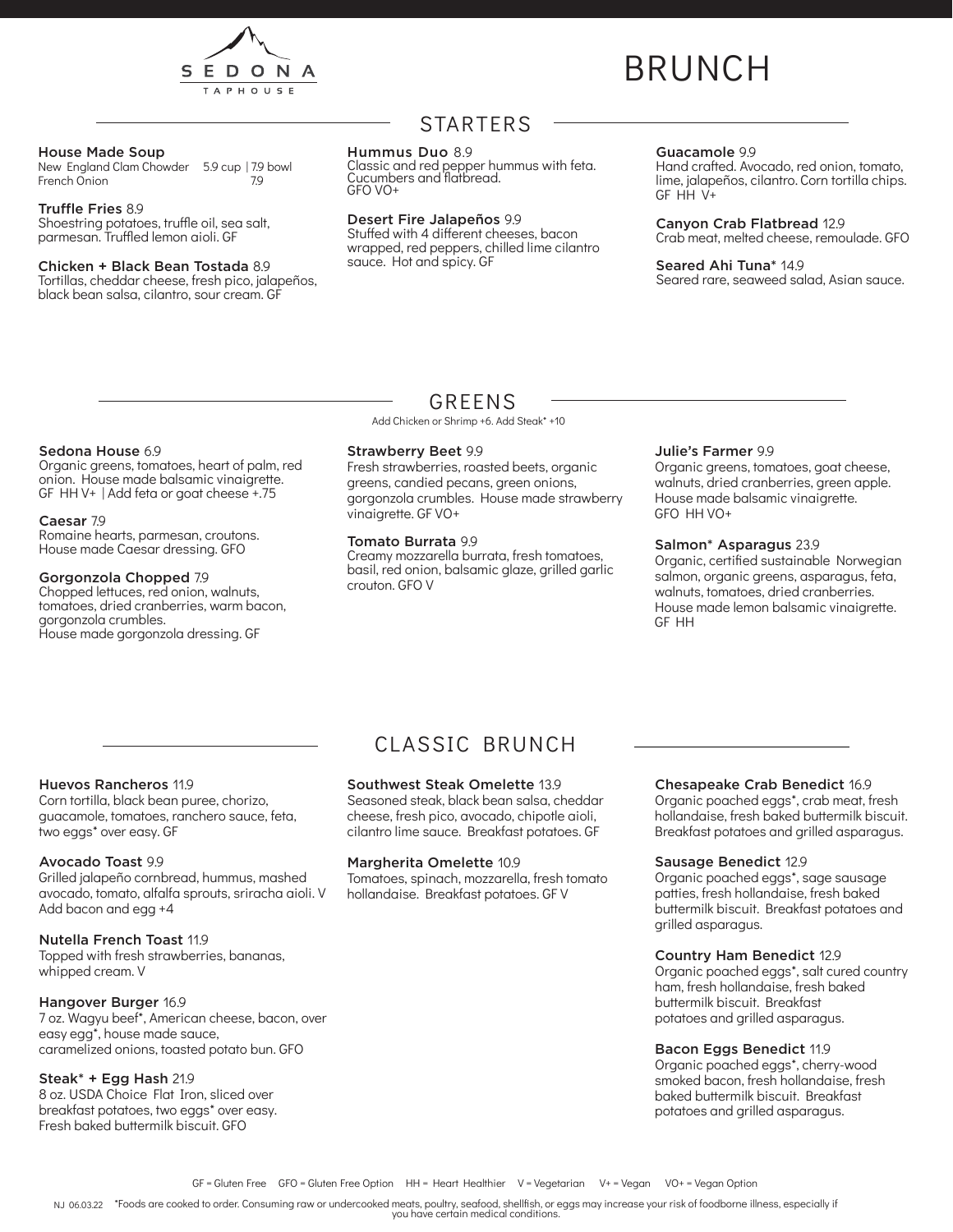SEDONA
TAPHOUSE

# BRUNCH

## STARTERS

**House Made Soup**
New England Clam Chowder 5.9 cup | 7.9 bowl
French Onion 7.9

**Truffle Fries** 8.9
Shoestring potatoes, truffle oil, sea salt, parmesan. Truffled lemon aioli. GF

**Chicken + Black Bean Tostada** 8.9
Tortillas, cheddar cheese, fresh pico, jalapeños, black bean salsa, cilantro, sour cream. GF

**Hummus Duo** 8.9
Classic and red pepper hummus with feta. Cucumbers and flatbread.
GFO VO+

**Desert Fire Jalapeños** 9.9
Stuffed with 4 different cheeses, bacon wrapped, red peppers, chilled lime cilantro sauce. Hot and spicy. GF

**Guacamole** 9.9
Hand crafted. Avocado, red onion, tomato, lime, jalapeños, cilantro. Corn tortilla chips. GF HH V+

**Canyon Crab Flatbread** 12.9
Crab meat, melted cheese, remoulade. GFO

**Seared Ahi Tuna*** 14.9
Seared rare, seaweed salad, Asian sauce.

## GREENS

Add Chicken or Shrimp +6. Add Steak* +10

**Sedona House** 6.9
Organic greens, tomatoes, heart of palm, red onion. House made balsamic vinaigrette.
GF HH V+ | Add feta or goat cheese +.75

**Caesar** 7.9
Romaine hearts, parmesan, croutons. House made Caesar dressing. GFO

**Gorgonzola Chopped** 7.9
Chopped lettuces, red onion, walnuts, tomatoes, dried cranberries, warm bacon, gorgonzola crumbles.
House made gorgonzola dressing. GF

**Strawberry Beet** 9.9
Fresh strawberries, roasted beets, organic greens, candied pecans, green onions, gorgonzola crumbles. House made strawberry vinaigrette. GF VO+

**Tomato Burrata** 9.9
Creamy mozzarella burrata, fresh tomatoes, basil, red onion, balsamic glaze, grilled garlic crouton. GFO V

**Julie's Farmer** 9.9
Organic greens, tomatoes, goat cheese, walnuts, dried cranberries, green apple. House made balsamic vinaigrette.
GFO HH VO+

**Salmon* Asparagus** 23.9
Organic, certified sustainable Norwegian salmon, organic greens, asparagus, feta, walnuts, tomatoes, dried cranberries. House made lemon balsamic vinaigrette.
GF HH

## CLASSIC BRUNCH

**Huevos Rancheros** 11.9
Corn tortilla, black bean puree, chorizo, guacamole, tomatoes, ranchero sauce, feta, two eggs* over easy. GF

**Avocado Toast** 9.9
Grilled jalapeño cornbread, hummus, mashed avocado, tomato, alfalfa sprouts, sriracha aioli. V
Add bacon and egg +4

**Nutella French Toast** 11.9
Topped with fresh strawberries, bananas, whipped cream. V

**Hangover Burger** 16.9
7 oz. Wagyu beef*, American cheese, bacon, over easy egg*, house made sauce, caramelized onions, toasted potato bun. GFO

**Steak* + Egg Hash** 21.9
8 oz. USDA Choice Flat Iron, sliced over breakfast potatoes, two eggs* over easy. Fresh baked buttermilk biscuit. GFO

**Southwest Steak Omelette** 13.9
Seasoned steak, black bean salsa, cheddar cheese, fresh pico, avocado, chipotle aioli, cilantro lime sauce. Breakfast potatoes. GF

**Margherita Omelette** 10.9
Tomatoes, spinach, mozzarella, fresh tomato hollandaise. Breakfast potatoes. GF V

**Chesapeake Crab Benedict** 16.9
Organic poached eggs*, crab meat, fresh hollandaise, fresh baked buttermilk biscuit. Breakfast potatoes and grilled asparagus.

**Sausage Benedict** 12.9
Organic poached eggs*, sage sausage patties, fresh hollandaise, fresh baked buttermilk biscuit. Breakfast potatoes and grilled asparagus.

**Country Ham Benedict** 12.9
Organic poached eggs*, salt cured country ham, fresh hollandaise, fresh baked buttermilk biscuit. Breakfast potatoes and grilled asparagus.

**Bacon Eggs Benedict** 11.9
Organic poached eggs*, cherry-wood smoked bacon, fresh hollandaise, fresh baked buttermilk biscuit. Breakfast potatoes and grilled asparagus.

GF = Gluten Free GFO = Gluten Free Option HH = Heart Healthier V = Vegetarian V+ = Vegan VO+ = Vegan Option

NJ 06.03.22 *Foods are cooked to order. Consuming raw or undercooked meats, poultry, seafood, shellfish, or eggs may increase your risk of foodborne illness, especially if you have certain medical conditions.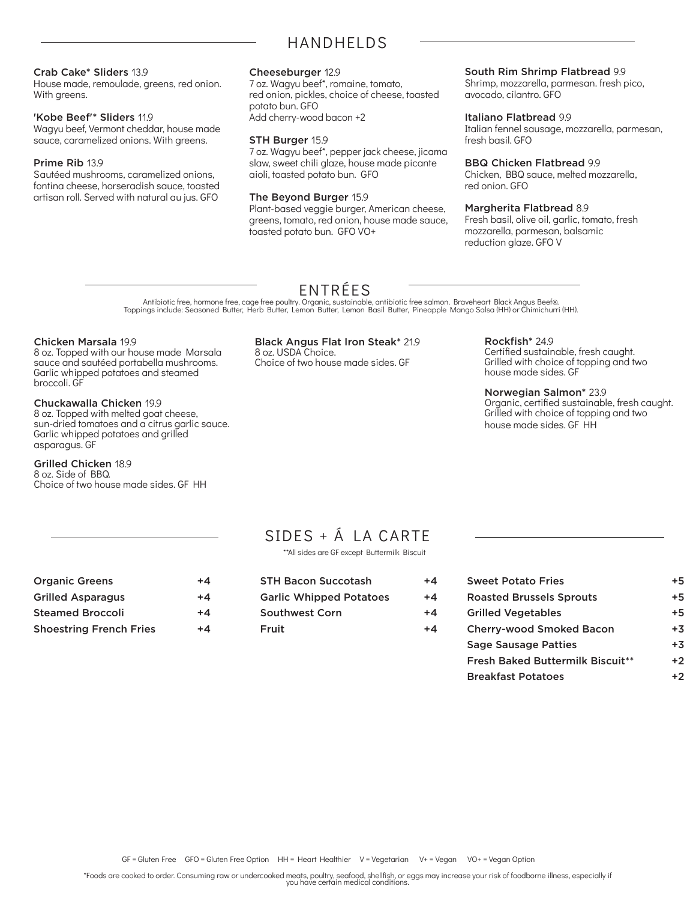## HANDHELDS

**Crab Cake* Sliders** 13.9
House made, remoulade, greens, red onion. With greens.

**'Kobe Beef'* Sliders** 11.9
Wagyu beef, Vermont cheddar, house made sauce, caramelized onions. With greens.

**Prime Rib** 13.9
Sautéed mushrooms, caramelized onions, fontina cheese, horseradish sauce, toasted artisan roll. Served with natural au jus. GFO

**Cheeseburger** 12.9
7 oz. Wagyu beef*, romaine, tomato, red onion, pickles, choice of cheese, toasted potato bun. GFO
Add cherry-wood bacon +2

**STH Burger** 15.9
7 oz. Wagyu beef*, pepper jack cheese, jicama slaw, sweet chili glaze, house made picante aioli, toasted potato bun. GFO

**The Beyond Burger** 15.9
Plant-based veggie burger, American cheese, greens, tomato, red onion, house made sauce, toasted potato bun. GFO VO+

**South Rim Shrimp Flatbread** 9.9
Shrimp, mozzarella, parmesan. fresh pico, avocado, cilantro. GFO

**Italiano Flatbread** 9.9
Italian fennel sausage, mozzarella, parmesan, fresh basil. GFO

**BBQ Chicken Flatbread** 9.9
Chicken, BBQ sauce, melted mozzarella, red onion. GFO

**Margherita Flatbread** 8.9
Fresh basil, olive oil, garlic, tomato, fresh mozzarella, parmesan, balsamic reduction glaze. GFO V

## ENTRÉES

Antibiotic free, hormone free, cage free poultry. Organic, sustainable, antibiotic free salmon. Braveheart Black Angus Beef®.
Toppings include: Seasoned Butter, Herb Butter, Lemon Butter, Lemon Basil Butter, Pineapple Mango Salsa (HH) or Chimichurri (HH).

**Chicken Marsala** 19.9
8 oz. Topped with our house made Marsala sauce and sautéed portabella mushrooms. Garlic whipped potatoes and steamed broccoli. GF

**Chuckawalla Chicken** 19.9
8 oz. Topped with melted goat cheese, sun-dried tomatoes and a citrus garlic sauce. Garlic whipped potatoes and grilled asparagus. GF

**Grilled Chicken** 18.9
8 oz. Side of BBQ.
Choice of two house made sides. GF HH

**Black Angus Flat Iron Steak*** 21.9
8 oz. USDA Choice.
Choice of two house made sides. GF

**Rockfish*** 24.9
Certified sustainable, fresh caught. Grilled with choice of topping and two house made sides. GF

**Norwegian Salmon*** 23.9
Organic, certified sustainable, fresh caught. Grilled with choice of topping and two house made sides. GF HH

## SIDES + Á LA CARTE

**All sides are GF except Buttermilk Biscuit

| Item | Price |
|---|---|
| Organic Greens | +4 |
| Grilled Asparagus | +4 |
| Steamed Broccoli | +4 |
| Shoestring French Fries | +4 |
| STH Bacon Succotash | +4 |
| Garlic Whipped Potatoes | +4 |
| Southwest Corn | +4 |
| Fruit | +4 |
| Sweet Potato Fries | +5 |
| Roasted Brussels Sprouts | +5 |
| Grilled Vegetables | +5 |
| Cherry-wood Smoked Bacon | +3 |
| Sage Sausage Patties | +3 |
| Fresh Baked Buttermilk Biscuit** | +2 |
| Breakfast Potatoes | +2 |

GF = Gluten Free GFO = Gluten Free Option HH = Heart Healthier V = Vegetarian V+ = Vegan VO+ = Vegan Option

*Foods are cooked to order. Consuming raw or undercooked meats, poultry, seafood, shellfish, or eggs may increase your risk of foodborne illness, especially if you have certain medical conditions.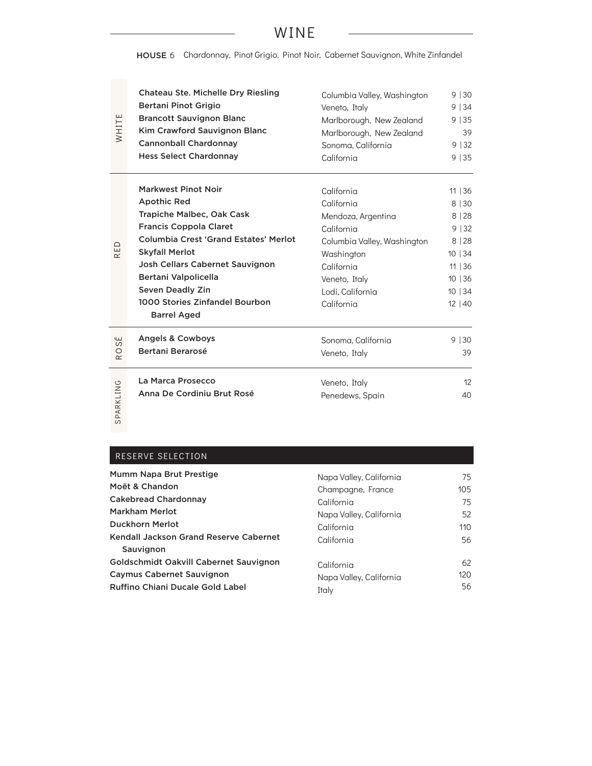## WINE

**HOUSE** 6 Chardonnay, Pinot Grigio, Pinot Noir, Cabernet Sauvignon, White Zinfandel

### WHITE

| Wine | Region | Price |
|---|---|---|
| **Chateau Ste. Michelle Dry Riesling** | Columbia Valley, Washington | 9 \| 30 |
| **Bertani Pinot Grigio** | Veneto, Italy | 9 \| 34 |
| **Brancott Sauvignon Blanc** | Marlborough, New Zealand | 9 \| 35 |
| **Kim Crawford Sauvignon Blanc** | Marlborough, New Zealand | 39 |
| **Cannonball Chardonnay** | Sonoma, California | 9 \| 32 |
| **Hess Select Chardonnay** | California | 9 \| 35 |

### RED

| Wine | Region | Price |
|---|---|---|
| **Markwest Pinot Noir** | California | 11 \| 36 |
| **Apothic Red** | California | 8 \| 30 |
| **Trapiche Malbec, Oak Cask** | Mendoza, Argentina | 8 \| 28 |
| **Francis Coppola Claret** | California | 9 \| 32 |
| **Columbia Crest 'Grand Estates' Merlot** | Columbia Valley, Washington | 8 \| 28 |
| **Skyfall Merlot** | Washington | 10 \| 34 |
| **Josh Cellars Cabernet Sauvignon** | California | 11 \| 36 |
| **Bertani Valpolicella** | Veneto, Italy | 10 \| 36 |
| **Seven Deadly Zin** | Lodi, California | 10 \| 34 |
| **1000 Stories Zinfandel Bourbon Barrel Aged** | California | 12 \| 40 |

### ROSÉ

| Wine | Region | Price |
|---|---|---|
| **Angels & Cowboys** | Sonoma, California | 9 \| 30 |
| **Bertani Berarosé** | Veneto, Italy | 39 |

### SPARKLING

| Wine | Region | Price |
|---|---|---|
| **La Marca Prosecco** | Veneto, Italy | 12 |
| **Anna De Cordiniu Brut Rosé** | Penedews, Spain | 40 |

## RESERVE SELECTION

| Wine | Region | Price |
|---|---|---|
| **Mumm Napa Brut Prestige** | Napa Valley, California | 75 |
| **Moët & Chandon** | Champagne, France | 105 |
| **Cakebread Chardonnay** | California | 75 |
| **Markham Merlot** | Napa Valley, California | 52 |
| **Duckhorn Merlot** | California | 110 |
| **Kendall Jackson Grand Reserve Cabernet Sauvignon** | California | 56 |
| **Goldschmidt Oakvill Cabernet Sauvignon** | California | 62 |
| **Caymus Cabernet Sauvignon** | Napa Valley, California | 120 |
| **Ruffino Chiani Ducale Gold Label** | Italy | 56 |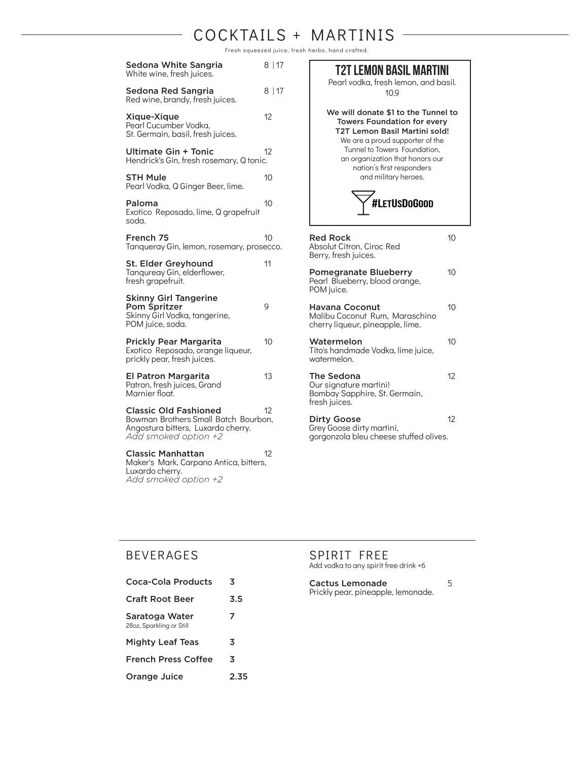# COCKTAILS + MARTINIS

Fresh squeezed juice, fresh herbs, hand crafted.

**Sedona White Sangria** 8 | 17
White wine, fresh juices.

**Sedona Red Sangria** 8 | 17
Red wine, brandy, fresh juices.

**Xique-Xique** 12
Pearl Cucumber Vodka, St. Germain, basil, fresh juices.

**Ultimate Gin + Tonic** 12
Hendrick's Gin, fresh rosemary, Q tonic.

**STH Mule** 10
Pearl Vodka, Q Ginger Beer, lime.

**Paloma** 10
Exotico Reposado, lime, Q grapefruit soda.

**French 75** 10
Tanqueray Gin, lemon, rosemary, prosecco.

**St. Elder Greyhound** 11
Tanqureay Gin, elderflower, fresh grapefruit.

**Skinny Girl Tangerine Pom Spritzer** 9
Skinny Girl Vodka, tangerine, POM juice, soda.

**Prickly Pear Margarita** 10
Exotico Reposado, orange liqueur, prickly pear, fresh juices.

**El Patron Margarita** 13
Patron, fresh juices, Grand Marnier float.

**Classic Old Fashioned** 12
Bowman Brothers Small Batch Bourbon, Angostura bitters, Luxardo cherry.
*Add smoked option +2*

**Classic Manhattan** 12
Maker's Mark, Carpano Antica, bitters, Luxardo cherry.
*Add smoked option +2*

## T2T LEMON BASIL MARTINI

Pearl vodka, fresh lemon, and basil.
10.9

**We will donate $1 to the Tunnel to Towers Foundation for every T2T Lemon Basil Martini sold!**
We are a proud supporter of the Tunnel to Towers Foundation, an organization that honors our nation's first responders and military heroes.

**#LetUsDoGood**

**Red Rock** 10
Absolut Citron, Ciroc Red Berry, fresh juices.

**Pomegranate Blueberry** 10
Pearl Blueberry, blood orange, POM juice.

**Havana Coconut** 10
Malibu Coconut Rum, Maraschino cherry liqueur, pineapple, lime.

**Watermelon** 10
Tito's handmade Vodka, lime juice, watermelon.

**The Sedona** 12
Our signature martini!
Bombay Sapphire, St. Germain, fresh juices.

**Dirty Goose** 12
Grey Goose dirty martini, gorgonzola bleu cheese stuffed olives.

## BEVERAGES

| | |
|---|---|
| **Coca-Cola Products** | 3 |
| **Craft Root Beer** | 3.5 |
| **Saratoga Water** 28oz, Sparkling or Still | 7 |
| **Mighty Leaf Teas** | 3 |
| **French Press Coffee** | 3 |
| **Orange Juice** | 2.35 |

## SPIRIT FREE

Add vodka to any spirit free drink +6

**Cactus Lemonade** 5
Prickly pear, pineapple, lemonade.